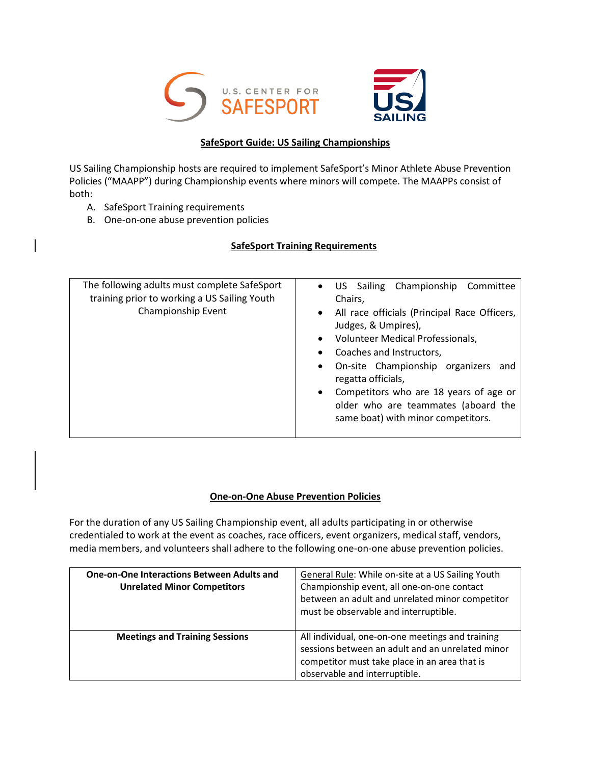# SafeSport Guide: US Sailing Championships

US Sailing Championship hosts are required to implement SafeSport's Minor Athlete Abuse Prevention Policies ("MAAPP") during Championship events where minors will compete. The MAAPPs consist of both:

A. SafeSport Training requirements
B. One-on-one abuse prevention policies

## SafeSport Training Requirements

| The following adults must complete SafeSport training prior to working a US Sailing Youth Championship Event | • US Sailing Championship Committee Chairs,<br>• All race officials (Principal Race Officers, Judges, & Umpires),<br>• Volunteer Medical Professionals,<br>• Coaches and Instructors,<br>• On-site Championship organizers and regatta officials,<br>• Competitors who are 18 years of age or older who are teammates (aboard the same boat) with minor competitors. |
|---|---|

## One-on-One Abuse Prevention Policies

For the duration of any US Sailing Championship event, all adults participating in or otherwise credentialed to work at the event as coaches, race officers, event organizers, medical staff, vendors, media members, and volunteers shall adhere to the following one-on-one abuse prevention policies.

| **One-on-One Interactions Between Adults and Unrelated Minor Competitors** | General Rule: While on-site at a US Sailing Youth Championship event, all one-on-one contact between an adult and unrelated minor competitor must be observable and interruptible. |
|---|---|
| **Meetings and Training Sessions** | All individual, one-on-one meetings and training sessions between an adult and an unrelated minor competitor must take place in an area that is observable and interruptible. |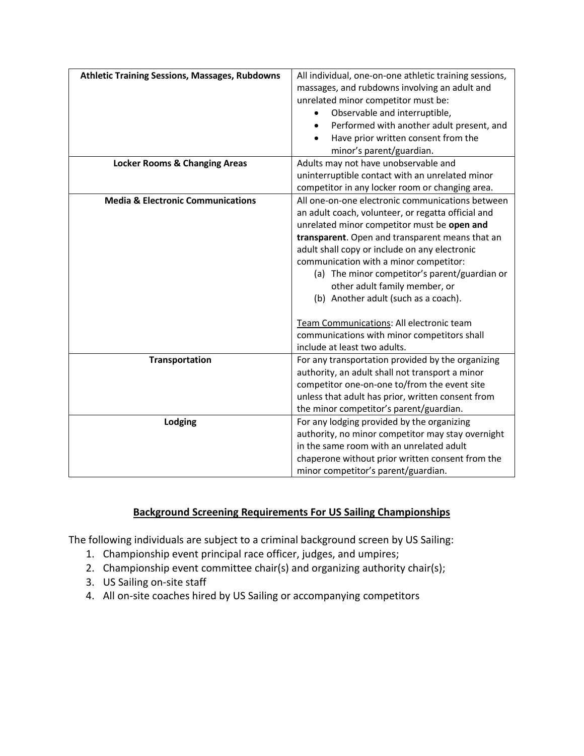| | |
|---|---|
| **Athletic Training Sessions, Massages, Rubdowns** | All individual, one-on-one athletic training sessions, massages, and rubdowns involving an adult and unrelated minor competitor must be:<br>• Observable and interruptible,<br>• Performed with another adult present, and<br>• Have prior written consent from the minor's parent/guardian. |
| **Locker Rooms & Changing Areas** | Adults may not have unobservable and uninterruptible contact with an unrelated minor competitor in any locker room or changing area. |
| **Media & Electronic Communications** | All one-on-one electronic communications between an adult coach, volunteer, or regatta official and unrelated minor competitor must be **open and transparent**. Open and transparent means that an adult shall copy or include on any electronic communication with a minor competitor:<br>(a) The minor competitor's parent/guardian or other adult family member, or<br>(b) Another adult (such as a coach).<br><br>Team Communications: All electronic team communications with minor competitors shall include at least two adults. |
| **Transportation** | For any transportation provided by the organizing authority, an adult shall not transport a minor competitor one-on-one to/from the event site unless that adult has prior, written consent from the minor competitor's parent/guardian. |
| **Lodging** | For any lodging provided by the organizing authority, no minor competitor may stay overnight in the same room with an unrelated adult chaperone without prior written consent from the minor competitor's parent/guardian. |

## Background Screening Requirements For US Sailing Championships

The following individuals are subject to a criminal background screen by US Sailing:

1. Championship event principal race officer, judges, and umpires;
2. Championship event committee chair(s) and organizing authority chair(s);
3. US Sailing on-site staff
4. All on-site coaches hired by US Sailing or accompanying competitors